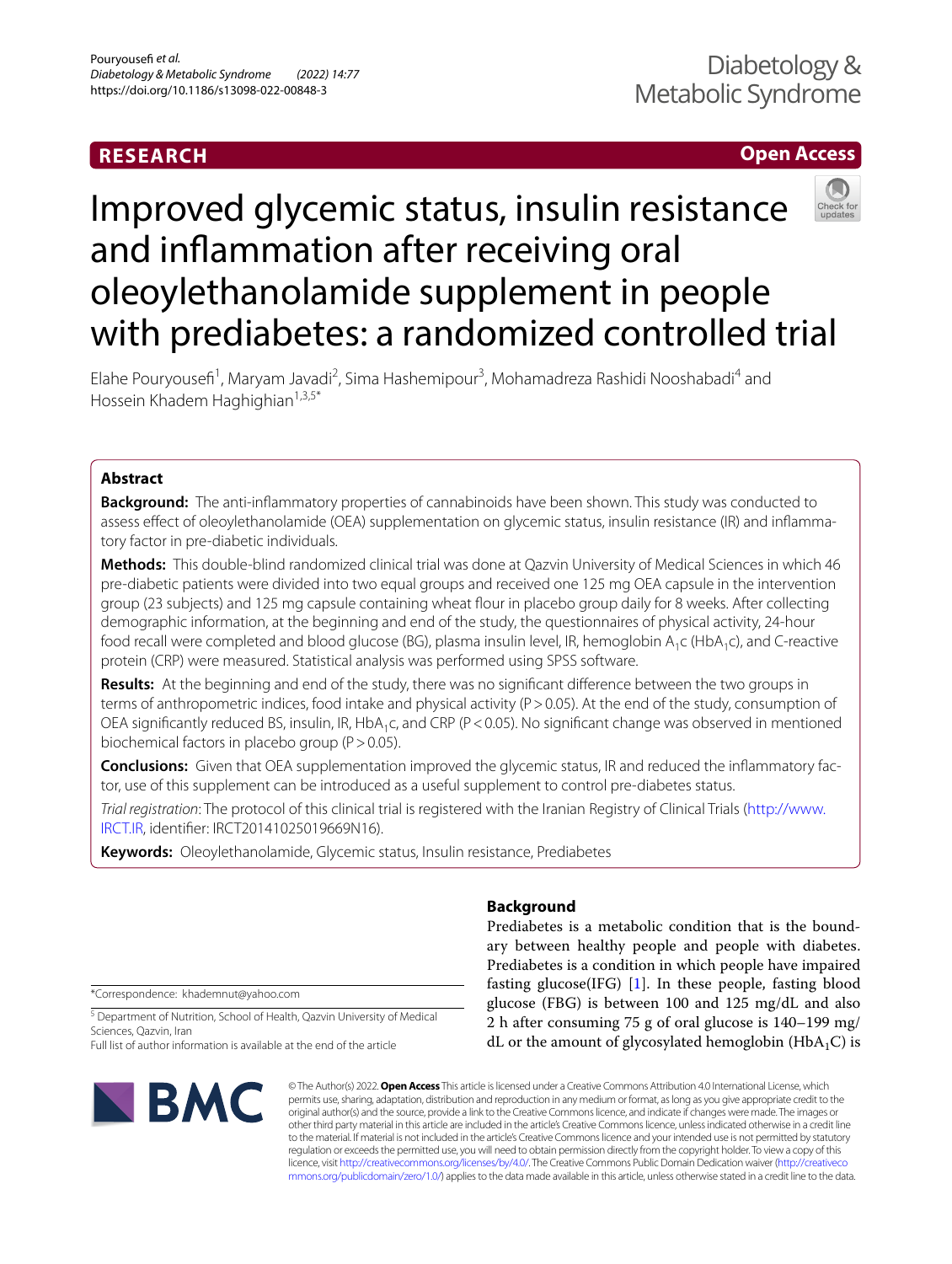RESEARCH

Open Access

# Improved glycemic status, insulin resistance and inflammation after receiving oral oleoylethanolamide supplement in people with prediabetes: a randomized controlled trial

Elahe Pouryousefi[1], Maryam Javadi[2], Sima Hashemipour[3], Mohamadreza Rashidi Nooshabadi[4] and Hossein Khadem Haghighian[1,3,5*]

## Abstract

**Background:** The anti-inflammatory properties of cannabinoids have been shown. This study was conducted to assess effect of oleoylethanolamide (OEA) supplementation on glycemic status, insulin resistance (IR) and inflammatory factor in pre-diabetic individuals.

**Methods:** This double-blind randomized clinical trial was done at Qazvin University of Medical Sciences in which 46 pre-diabetic patients were divided into two equal groups and received one 125 mg OEA capsule in the intervention group (23 subjects) and 125 mg capsule containing wheat flour in placebo group daily for 8 weeks. After collecting demographic information, at the beginning and end of the study, the questionnaires of physical activity, 24-hour food recall were completed and blood glucose (BG), plasma insulin level, IR, hemoglobin $A_1c$ ($HbA_1c$), and C-reactive protein (CRP) were measured. Statistical analysis was performed using SPSS software.

**Results:** At the beginning and end of the study, there was no significant difference between the two groups in terms of anthropometric indices, food intake and physical activity ($P > 0.05$). At the end of the study, consumption of OEA significantly reduced BS, insulin, IR, $HbA_1c$, and CRP ($P < 0.05$). No significant change was observed in mentioned biochemical factors in placebo group ($P > 0.05$).

**Conclusions:** Given that OEA supplementation improved the glycemic status, IR and reduced the inflammatory factor, use of this supplement can be introduced as a useful supplement to control pre-diabetes status.

*Trial registration*: The protocol of this clinical trial is registered with the Iranian Registry of Clinical Trials (http://www.IRCT.IR, identifier: IRCT20141025019669N16).

**Keywords:** Oleoylethanolamide, Glycemic status, Insulin resistance, Prediabetes

## Background

Prediabetes is a metabolic condition that is the boundary between healthy people and people with diabetes. Prediabetes is a condition in which people have impaired fasting glucose(IFG) [1]. In these people, fasting blood glucose (FBG) is between 100 and 125 mg/dL and also 2 h after consuming 75 g of oral glucose is 140–199 mg/dL or the amount of glycosylated hemoglobin ($HbA_1C$) is

*Correspondence: khademnut@yahoo.com

[5] Department of Nutrition, School of Health, Qazvin University of Medical Sciences, Qazvin, Iran

Full list of author information is available at the end of the article

© The Author(s) 2022. **Open Access** This article is licensed under a Creative Commons Attribution 4.0 International License, which permits use, sharing, adaptation, distribution and reproduction in any medium or format, as long as you give appropriate credit to the original author(s) and the source, provide a link to the Creative Commons licence, and indicate if changes were made. The images or other third party material in this article are included in the article's Creative Commons licence, unless indicated otherwise in a credit line to the material. If material is not included in the article's Creative Commons licence and your intended use is not permitted by statutory regulation or exceeds the permitted use, you will need to obtain permission directly from the copyright holder. To view a copy of this licence, visit http://creativecommons.org/licenses/by/4.0/. The Creative Commons Public Domain Dedication waiver (http://creativecommons.org/publicdomain/zero/1.0/) applies to the data made available in this article, unless otherwise stated in a credit line to the data.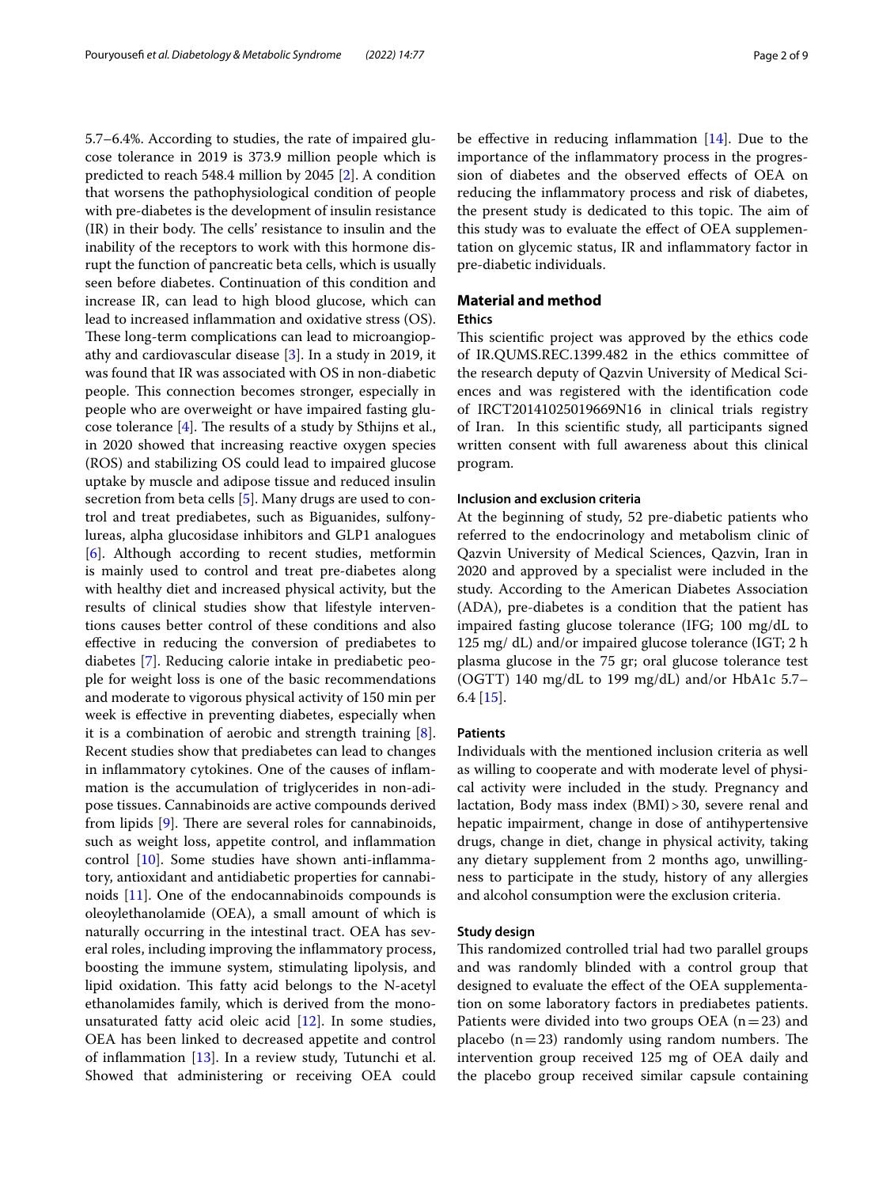5.7–6.4%. According to studies, the rate of impaired glucose tolerance in 2019 is 373.9 million people which is predicted to reach 548.4 million by 2045 [2]. A condition that worsens the pathophysiological condition of people with pre-diabetes is the development of insulin resistance (IR) in their body. The cells' resistance to insulin and the inability of the receptors to work with this hormone disrupt the function of pancreatic beta cells, which is usually seen before diabetes. Continuation of this condition and increase IR, can lead to high blood glucose, which can lead to increased inflammation and oxidative stress (OS). These long-term complications can lead to microangiopathy and cardiovascular disease [3]. In a study in 2019, it was found that IR was associated with OS in non-diabetic people. This connection becomes stronger, especially in people who are overweight or have impaired fasting glucose tolerance [4]. The results of a study by Sthijns et al., in 2020 showed that increasing reactive oxygen species (ROS) and stabilizing OS could lead to impaired glucose uptake by muscle and adipose tissue and reduced insulin secretion from beta cells [5]. Many drugs are used to control and treat prediabetes, such as Biguanides, sulfonylureas, alpha glucosidase inhibitors and GLP1 analogues [6]. Although according to recent studies, metformin is mainly used to control and treat pre-diabetes along with healthy diet and increased physical activity, but the results of clinical studies show that lifestyle interventions causes better control of these conditions and also effective in reducing the conversion of prediabetes to diabetes [7]. Reducing calorie intake in prediabetic people for weight loss is one of the basic recommendations and moderate to vigorous physical activity of 150 min per week is effective in preventing diabetes, especially when it is a combination of aerobic and strength training [8]. Recent studies show that prediabetes can lead to changes in inflammatory cytokines. One of the causes of inflammation is the accumulation of triglycerides in non-adipose tissues. Cannabinoids are active compounds derived from lipids [9]. There are several roles for cannabinoids, such as weight loss, appetite control, and inflammation control [10]. Some studies have shown anti-inflammatory, antioxidant and antidiabetic properties for cannabinoids [11]. One of the endocannabinoids compounds is oleoylethanolamide (OEA), a small amount of which is naturally occurring in the intestinal tract. OEA has several roles, including improving the inflammatory process, boosting the immune system, stimulating lipolysis, and lipid oxidation. This fatty acid belongs to the N-acetyl ethanolamides family, which is derived from the monounsaturated fatty acid oleic acid [12]. In some studies, OEA has been linked to decreased appetite and control of inflammation [13]. In a review study, Tutunchi et al. Showed that administering or receiving OEA could be effective in reducing inflammation [14]. Due to the importance of the inflammatory process in the progression of diabetes and the observed effects of OEA on reducing the inflammatory process and risk of diabetes, the present study is dedicated to this topic. The aim of this study was to evaluate the effect of OEA supplementation on glycemic status, IR and inflammatory factor in pre-diabetic individuals.

## Material and method

### Ethics

This scientific project was approved by the ethics code of IR.QUMS.REC.1399.482 in the ethics committee of the research deputy of Qazvin University of Medical Sciences and was registered with the identification code of IRCT20141025019669N16 in clinical trials registry of Iran. In this scientific study, all participants signed written consent with full awareness about this clinical program.

### Inclusion and exclusion criteria

At the beginning of study, 52 pre-diabetic patients who referred to the endocrinology and metabolism clinic of Qazvin University of Medical Sciences, Qazvin, Iran in 2020 and approved by a specialist were included in the study. According to the American Diabetes Association (ADA), pre-diabetes is a condition that the patient has impaired fasting glucose tolerance (IFG; 100 mg/dL to 125 mg/ dL) and/or impaired glucose tolerance (IGT; 2 h plasma glucose in the 75 gr; oral glucose tolerance test (OGTT) 140 mg/dL to 199 mg/dL) and/or HbA1c 5.7–6.4 [15].

### Patients

Individuals with the mentioned inclusion criteria as well as willing to cooperate and with moderate level of physical activity were included in the study. Pregnancy and lactation, Body mass index (BMI) > 30, severe renal and hepatic impairment, change in dose of antihypertensive drugs, change in diet, change in physical activity, taking any dietary supplement from 2 months ago, unwillingness to participate in the study, history of any allergies and alcohol consumption were the exclusion criteria.

### Study design

This randomized controlled trial had two parallel groups and was randomly blinded with a control group that designed to evaluate the effect of the OEA supplementation on some laboratory factors in prediabetes patients. Patients were divided into two groups OEA (n = 23) and placebo (n = 23) randomly using random numbers. The intervention group received 125 mg of OEA daily and the placebo group received similar capsule containing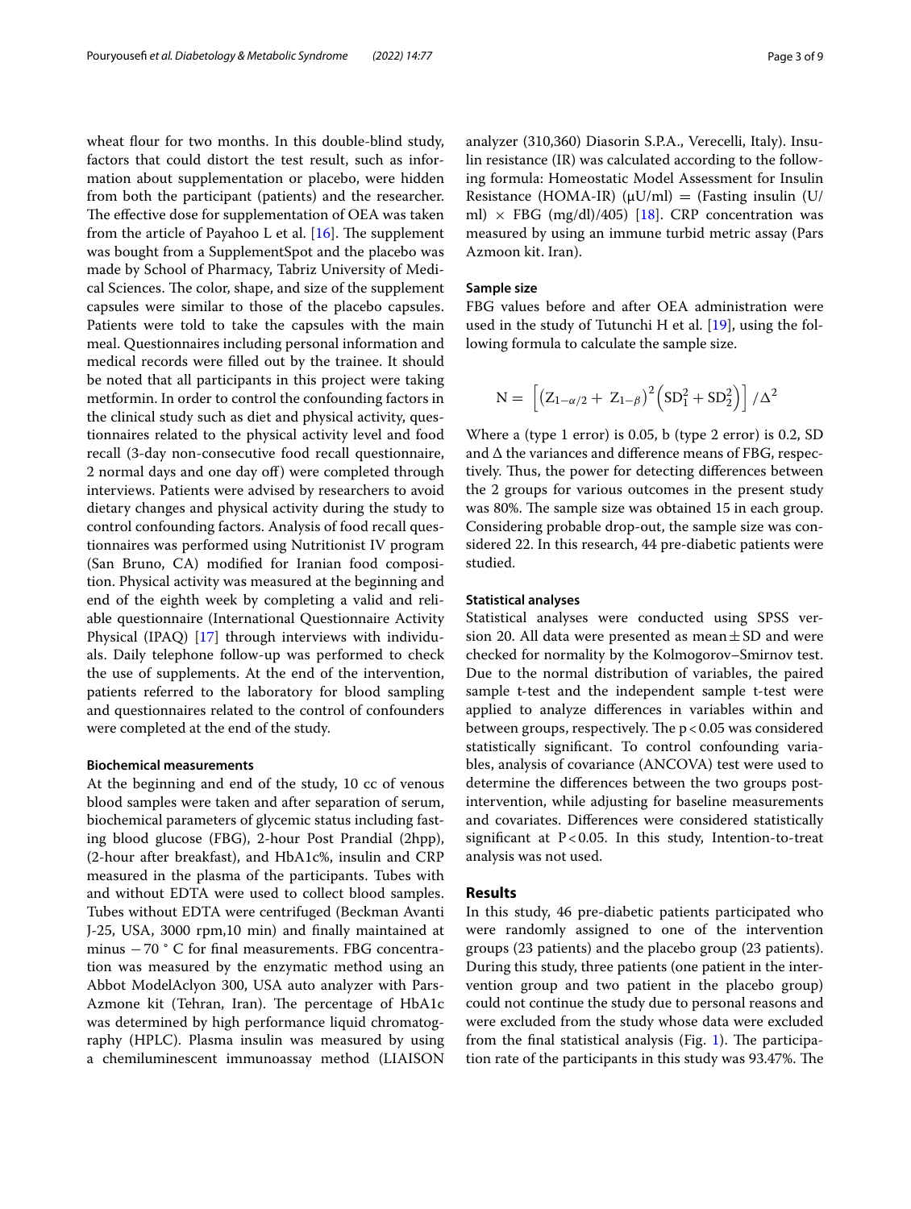wheat flour for two months. In this double-blind study, factors that could distort the test result, such as information about supplementation or placebo, were hidden from both the participant (patients) and the researcher. The effective dose for supplementation of OEA was taken from the article of Payahoo L et al. [16]. The supplement was bought from a SupplementSpot and the placebo was made by School of Pharmacy, Tabriz University of Medical Sciences. The color, shape, and size of the supplement capsules were similar to those of the placebo capsules. Patients were told to take the capsules with the main meal. Questionnaires including personal information and medical records were filled out by the trainee. It should be noted that all participants in this project were taking metformin. In order to control the confounding factors in the clinical study such as diet and physical activity, questionnaires related to the physical activity level and food recall (3-day non-consecutive food recall questionnaire, 2 normal days and one day off) were completed through interviews. Patients were advised by researchers to avoid dietary changes and physical activity during the study to control confounding factors. Analysis of food recall questionnaires was performed using Nutritionist IV program (San Bruno, CA) modified for Iranian food composition. Physical activity was measured at the beginning and end of the eighth week by completing a valid and reliable questionnaire (International Questionnaire Activity Physical (IPAQ) [17] through interviews with individuals. Daily telephone follow-up was performed to check the use of supplements. At the end of the intervention, patients referred to the laboratory for blood sampling and questionnaires related to the control of confounders were completed at the end of the study.

#### Biochemical measurements

At the beginning and end of the study, 10 cc of venous blood samples were taken and after separation of serum, biochemical parameters of glycemic status including fasting blood glucose (FBG), 2-hour Post Prandial (2hpp), (2-hour after breakfast), and HbA1c%, insulin and CRP measured in the plasma of the participants. Tubes with and without EDTA were used to collect blood samples. Tubes without EDTA were centrifuged (Beckman Avanti J-25, USA, 3000 rpm,10 min) and finally maintained at minus −70 ° C for final measurements. FBG concentration was measured by the enzymatic method using an Abbot ModelAclyon 300, USA auto analyzer with Pars-Azmone kit (Tehran, Iran). The percentage of HbA1c was determined by high performance liquid chromatography (HPLC). Plasma insulin was measured by using a chemiluminescent immunoassay method (LIAISON analyzer (310,360) Diasorin S.P.A., Verecelli, Italy). Insulin resistance (IR) was calculated according to the following formula: Homeostatic Model Assessment for Insulin Resistance (HOMA-IR) (μU/ml) = (Fasting insulin (U/ml) × FBG (mg/dl)/405) [18]. CRP concentration was measured by using an immune turbid metric assay (Pars Azmoon kit. Iran).

#### Sample size

FBG values before and after OEA administration were used in the study of Tutunchi H et al. [19], using the following formula to calculate the sample size.

$$N = \left[\left(Z_{1-\alpha/2} + Z_{1-\beta}\right)^2 \left(SD_1^2 + SD_2^2\right)\right] / \Delta^2$$

Where a (type 1 error) is 0.05, b (type 2 error) is 0.2, SD and Δ the variances and difference means of FBG, respectively. Thus, the power for detecting differences between the 2 groups for various outcomes in the present study was 80%. The sample size was obtained 15 in each group. Considering probable drop-out, the sample size was considered 22. In this research, 44 pre-diabetic patients were studied.

#### Statistical analyses

Statistical analyses were conducted using SPSS version 20. All data were presented as mean ± SD and were checked for normality by the Kolmogorov–Smirnov test. Due to the normal distribution of variables, the paired sample t-test and the independent sample t-test were applied to analyze differences in variables within and between groups, respectively. The $p < 0.05$ was considered statistically significant. To control confounding variables, analysis of covariance (ANCOVA) test were used to determine the differences between the two groups post-intervention, while adjusting for baseline measurements and covariates. Differences were considered statistically significant at $P < 0.05$. In this study, Intention-to-treat analysis was not used.

## Results

In this study, 46 pre-diabetic patients participated who were randomly assigned to one of the intervention groups (23 patients) and the placebo group (23 patients). During this study, three patients (one patient in the intervention group and two patient in the placebo group) could not continue the study due to personal reasons and were excluded from the study whose data were excluded from the final statistical analysis (Fig. 1). The participation rate of the participants in this study was 93.47%. The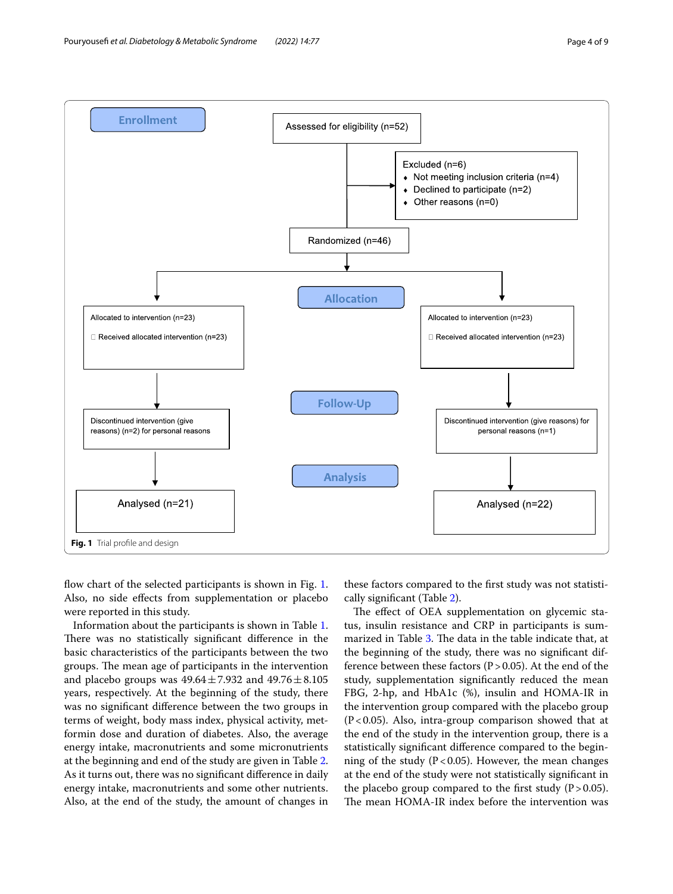Enrollment

Assessed for eligibility (n=52)

Excluded (n=6)
- Not meeting inclusion criteria (n=4)
- Declined to participate (n=2)
- Other reasons (n=0)

Randomized (n=46)

Allocation

Allocated to intervention (n=23)
Received allocated intervention (n=23)

Allocated to intervention (n=23)
Received allocated intervention (n=23)

Follow-Up

Discontinued intervention (give reasons) (n=2) for personal reasons

Discontinued intervention (give reasons) for personal reasons (n=1)

Analysis

Analysed (n=21)

Analysed (n=22)

**Fig. 1** Trial profile and design

flow chart of the selected participants is shown in Fig. 1. Also, no side effects from supplementation or placebo were reported in this study.

Information about the participants is shown in Table 1. There was no statistically significant difference in the basic characteristics of the participants between the two groups. The mean age of participants in the intervention and placebo groups was 49.64 ± 7.932 and 49.76 ± 8.105 years, respectively. At the beginning of the study, there was no significant difference between the two groups in terms of weight, body mass index, physical activity, metformin dose and duration of diabetes. Also, the average energy intake, macronutrients and some micronutrients at the beginning and end of the study are given in Table 2. As it turns out, there was no significant difference in daily energy intake, macronutrients and some other nutrients. Also, at the end of the study, the amount of changes in these factors compared to the first study was not statistically significant (Table 2).

The effect of OEA supplementation on glycemic status, insulin resistance and CRP in participants is summarized in Table 3. The data in the table indicate that, at the beginning of the study, there was no significant difference between these factors ($P > 0.05$). At the end of the study, supplementation significantly reduced the mean FBG, 2-hp, and HbA1c (%), insulin and HOMA-IR in the intervention group compared with the placebo group ($P < 0.05$). Also, intra-group comparison showed that at the end of the study in the intervention group, there is a statistically significant difference compared to the beginning of the study ($P < 0.05$). However, the mean changes at the end of the study were not statistically significant in the placebo group compared to the first study ($P > 0.05$). The mean HOMA-IR index before the intervention was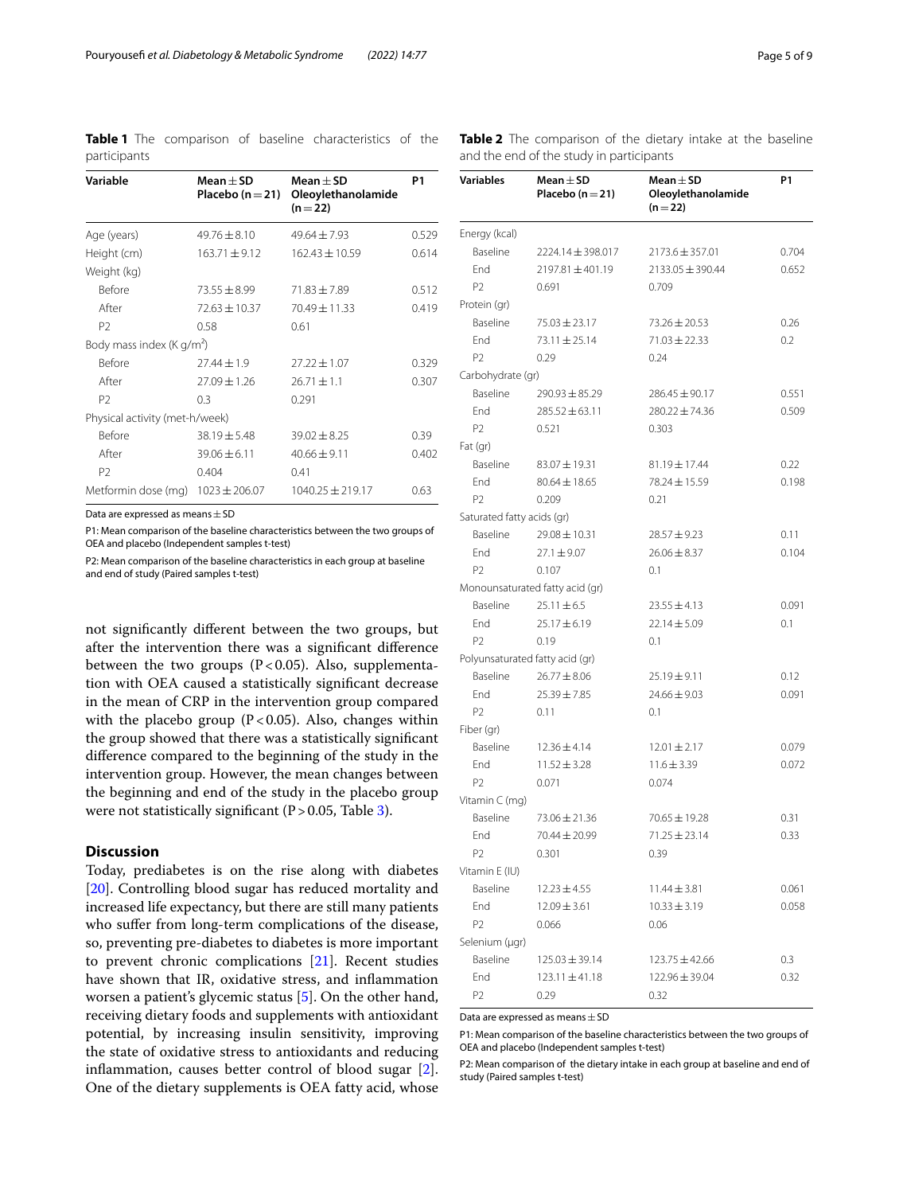**Table 1** The comparison of baseline characteristics of the participants

| Variable | Mean ± SD Placebo (n = 21) | Mean ± SD Oleoylethanolamide (n = 22) | P1 |
|---|---|---|---|
| Age (years) | 49.76 ± 8.10 | 49.64 ± 7.93 | 0.529 |
| Height (cm) | 163.71 ± 9.12 | 162.43 ± 10.59 | 0.614 |
| Weight (kg) | | | |
| Before | 73.55 ± 8.99 | 71.83 ± 7.89 | 0.512 |
| After | 72.63 ± 10.37 | 70.49 ± 11.33 | 0.419 |
| P2 | 0.58 | 0.61 | |
| Body mass index (K g/m$^2$) | | | |
| Before | 27.44 ± 1.9 | 27.22 ± 1.07 | 0.329 |
| After | 27.09 ± 1.26 | 26.71 ± 1.1 | 0.307 |
| P2 | 0.3 | 0.291 | |
| Physical activity (met-h/week) | | | |
| Before | 38.19 ± 5.48 | 39.02 ± 8.25 | 0.39 |
| After | 39.06 ± 6.11 | 40.66 ± 9.11 | 0.402 |
| P2 | 0.404 | 0.41 | |
| Metformin dose (mg) | 1023 ± 206.07 | 1040.25 ± 219.17 | 0.63 |

Data are expressed as means ± SD

P1: Mean comparison of the baseline characteristics between the two groups of OEA and placebo (Independent samples t-test)

P2: Mean comparison of the baseline characteristics in each group at baseline and end of study (Paired samples t-test)

not significantly different between the two groups, but after the intervention there was a significant difference between the two groups ($P < 0.05$). Also, supplementation with OEA caused a statistically significant decrease in the mean of CRP in the intervention group compared with the placebo group ($P < 0.05$). Also, changes within the group showed that there was a statistically significant difference compared to the beginning of the study in the intervention group. However, the mean changes between the beginning and end of the study in the placebo group were not statistically significant ($P > 0.05$, Table 3).

**Table 2** The comparison of the dietary intake at the baseline and the end of the study in participants

| Variables | Mean ± SD Placebo (n = 21) | Mean ± SD Oleoylethanolamide (n = 22) | P1 |
|---|---|---|---|
| Energy (kcal) | | | |
| Baseline | 2224.14 ± 398.017 | 2173.6 ± 357.01 | 0.704 |
| End | 2197.81 ± 401.19 | 2133.05 ± 390.44 | 0.652 |
| P2 | 0.691 | 0.709 | |
| Protein (gr) | | | |
| Baseline | 75.03 ± 23.17 | 73.26 ± 20.53 | 0.26 |
| End | 73.11 ± 25.14 | 71.03 ± 22.33 | 0.2 |
| P2 | 0.29 | 0.24 | |
| Carbohydrate (gr) | | | |
| Baseline | 290.93 ± 85.29 | 286.45 ± 90.17 | 0.551 |
| End | 285.52 ± 63.11 | 280.22 ± 74.36 | 0.509 |
| P2 | 0.521 | 0.303 | |
| Fat (gr) | | | |
| Baseline | 83.07 ± 19.31 | 81.19 ± 17.44 | 0.22 |
| End | 80.64 ± 18.65 | 78.24 ± 15.59 | 0.198 |
| P2 | 0.209 | 0.21 | |
| Saturated fatty acids (gr) | | | |
| Baseline | 29.08 ± 10.31 | 28.57 ± 9.23 | 0.11 |
| End | 27.1 ± 9.07 | 26.06 ± 8.37 | 0.104 |
| P2 | 0.107 | 0.1 | |
| Monounsaturated fatty acid (gr) | | | |
| Baseline | 25.11 ± 6.5 | 23.55 ± 4.13 | 0.091 |
| End | 25.17 ± 6.19 | 22.14 ± 5.09 | 0.1 |
| P2 | 0.19 | 0.1 | |
| Polyunsaturated fatty acid (gr) | | | |
| Baseline | 26.77 ± 8.06 | 25.19 ± 9.11 | 0.12 |
| End | 25.39 ± 7.85 | 24.66 ± 9.03 | 0.091 |
| P2 | 0.11 | 0.1 | |
| Fiber (gr) | | | |
| Baseline | 12.36 ± 4.14 | 12.01 ± 2.17 | 0.079 |
| End | 11.52 ± 3.28 | 11.6 ± 3.39 | 0.072 |
| P2 | 0.071 | 0.074 | |
| Vitamin C (mg) | | | |
| Baseline | 73.06 ± 21.36 | 70.65 ± 19.28 | 0.31 |
| End | 70.44 ± 20.99 | 71.25 ± 23.14 | 0.33 |
| P2 | 0.301 | 0.39 | |
| Vitamin E (IU) | | | |
| Baseline | 12.23 ± 4.55 | 11.44 ± 3.81 | 0.061 |
| End | 12.09 ± 3.61 | 10.33 ± 3.19 | 0.058 |
| P2 | 0.066 | 0.06 | |
| Selenium (μgr) | | | |
| Baseline | 125.03 ± 39.14 | 123.75 ± 42.66 | 0.3 |
| End | 123.11 ± 41.18 | 122.96 ± 39.04 | 0.32 |
| P2 | 0.29 | 0.32 | |

Data are expressed as means ± SD

P1: Mean comparison of the baseline characteristics between the two groups of OEA and placebo (Independent samples t-test)

P2: Mean comparison of the dietary intake in each group at baseline and end of study (Paired samples t-test)

## Discussion

Today, prediabetes is on the rise along with diabetes [20]. Controlling blood sugar has reduced mortality and increased life expectancy, but there are still many patients who suffer from long-term complications of the disease, so, preventing pre-diabetes to diabetes is more important to prevent chronic complications [21]. Recent studies have shown that IR, oxidative stress, and inflammation worsen a patient's glycemic status [5]. On the other hand, receiving dietary foods and supplements with antioxidant potential, by increasing insulin sensitivity, improving the state of oxidative stress to antioxidants and reducing inflammation, causes better control of blood sugar [2]. One of the dietary supplements is OEA fatty acid, whose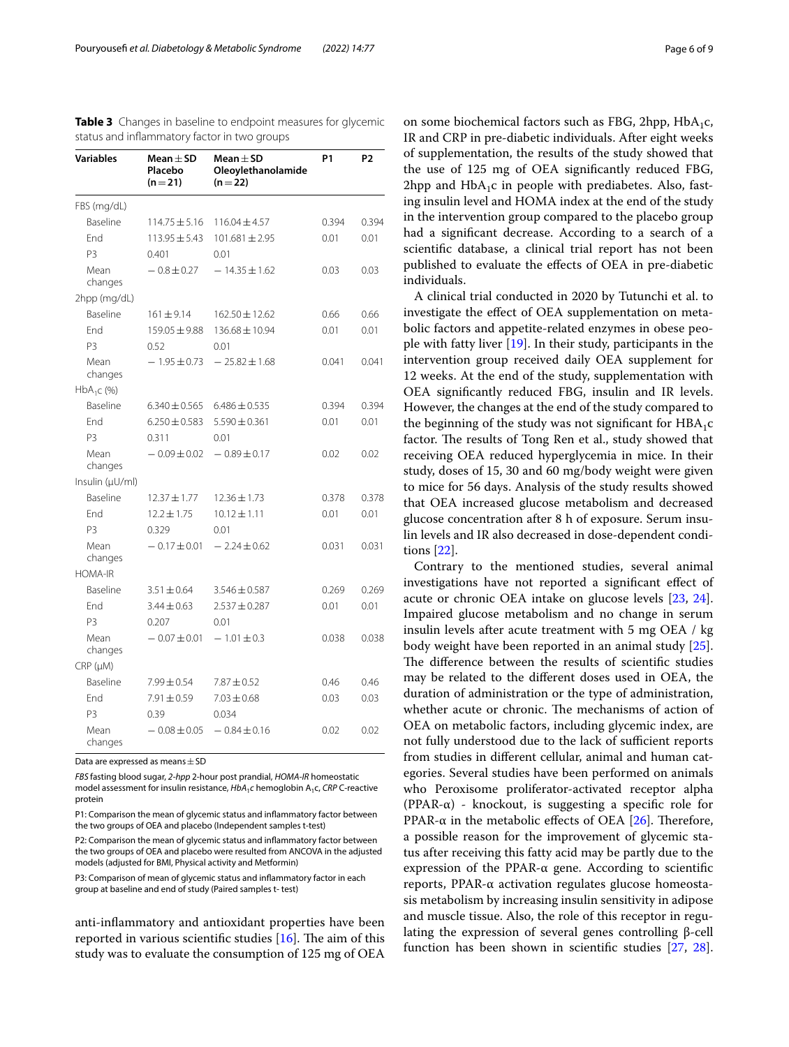**Table 3** Changes in baseline to endpoint measures for glycemic status and inflammatory factor in two groups

| Variables | Mean ± SD Placebo (n = 21) | Mean ± SD Oleoylethanolamide (n = 22) | P1 | P2 |
|---|---|---|---|---|
| FBS (mg/dL) | | | | |
| Baseline | 114.75 ± 5.16 | 116.04 ± 4.57 | 0.394 | 0.394 |
| End | 113.95 ± 5.43 | 101.681 ± 2.95 | 0.01 | 0.01 |
| P3 | 0.401 | 0.01 | | |
| Mean changes | − 0.8 ± 0.27 | − 14.35 ± 1.62 | 0.03 | 0.03 |
| 2hpp (mg/dL) | | | | |
| Baseline | 161 ± 9.14 | 162.50 ± 12.62 | 0.66 | 0.66 |
| End | 159.05 ± 9.88 | 136.68 ± 10.94 | 0.01 | 0.01 |
| P3 | 0.52 | 0.01 | | |
| Mean changes | − 1.95 ± 0.73 | − 25.82 ± 1.68 | 0.041 | 0.041 |
| $HbA_1c$ (%) | | | | |
| Baseline | 6.340 ± 0.565 | 6.486 ± 0.535 | 0.394 | 0.394 |
| End | 6.250 ± 0.583 | 5.590 ± 0.361 | 0.01 | 0.01 |
| P3 | 0.311 | 0.01 | | |
| Mean changes | − 0.09 ± 0.02 | − 0.89 ± 0.17 | 0.02 | 0.02 |
| Insulin (μU/ml) | | | | |
| Baseline | 12.37 ± 1.77 | 12.36 ± 1.73 | 0.378 | 0.378 |
| End | 12.2 ± 1.75 | 10.12 ± 1.11 | 0.01 | 0.01 |
| P3 | 0.329 | 0.01 | | |
| Mean changes | − 0.17 ± 0.01 | − 2.24 ± 0.62 | 0.031 | 0.031 |
| HOMA-IR | | | | |
| Baseline | 3.51 ± 0.64 | 3.546 ± 0.587 | 0.269 | 0.269 |
| End | 3.44 ± 0.63 | 2.537 ± 0.287 | 0.01 | 0.01 |
| P3 | 0.207 | 0.01 | | |
| Mean changes | − 0.07 ± 0.01 | − 1.01 ± 0.3 | 0.038 | 0.038 |
| CRP (μM) | | | | |
| Baseline | 7.99 ± 0.54 | 7.87 ± 0.52 | 0.46 | 0.46 |
| End | 7.91 ± 0.59 | 7.03 ± 0.68 | 0.03 | 0.03 |
| P3 | 0.39 | 0.034 | | |
| Mean changes | − 0.08 ± 0.05 | − 0.84 ± 0.16 | 0.02 | 0.02 |

Data are expressed as means ± SD

*FBS* fasting blood sugar, *2-hpp* 2-hour post prandial, *HOMA-IR* homeostatic model assessment for insulin resistance, $HbA_1c$ hemoglobin $A_1c$, *CRP* C-reactive protein

P1: Comparison the mean of glycemic status and inflammatory factor between the two groups of OEA and placebo (Independent samples t-test)

P2: Comparison the mean of glycemic status and inflammatory factor between the two groups of OEA and placebo were resulted from ANCOVA in the adjusted models (adjusted for BMI, Physical activity and Metformin)

P3: Comparison of mean of glycemic status and inflammatory factor in each group at baseline and end of study (Paired samples t- test)

anti-inflammatory and antioxidant properties have been reported in various scientific studies [16]. The aim of this study was to evaluate the consumption of 125 mg of OEA on some biochemical factors such as FBG, 2hpp, $HbA_1c$, IR and CRP in pre-diabetic individuals. After eight weeks of supplementation, the results of the study showed that the use of 125 mg of OEA significantly reduced FBG, 2hpp and $HbA_1c$ in people with prediabetes. Also, fasting insulin level and HOMA index at the end of the study in the intervention group compared to the placebo group had a significant decrease. According to a search of a scientific database, a clinical trial report has not been published to evaluate the effects of OEA in pre-diabetic individuals.

A clinical trial conducted in 2020 by Tutunchi et al. to investigate the effect of OEA supplementation on metabolic factors and appetite-related enzymes in obese people with fatty liver [19]. In their study, participants in the intervention group received daily OEA supplement for 12 weeks. At the end of the study, supplementation with OEA significantly reduced FBG, insulin and IR levels. However, the changes at the end of the study compared to the beginning of the study was not significant for $HBA_1c$ factor. The results of Tong Ren et al., study showed that receiving OEA reduced hyperglycemia in mice. In their study, doses of 15, 30 and 60 mg/body weight were given to mice for 56 days. Analysis of the study results showed that OEA increased glucose metabolism and decreased glucose concentration after 8 h of exposure. Serum insulin levels and IR also decreased in dose-dependent conditions [22].

Contrary to the mentioned studies, several animal investigations have not reported a significant effect of acute or chronic OEA intake on glucose levels [23, 24]. Impaired glucose metabolism and no change in serum insulin levels after acute treatment with 5 mg OEA / kg body weight have been reported in an animal study [25]. The difference between the results of scientific studies may be related to the different doses used in OEA, the duration of administration or the type of administration, whether acute or chronic. The mechanisms of action of OEA on metabolic factors, including glycemic index, are not fully understood due to the lack of sufficient reports from studies in different cellular, animal and human categories. Several studies have been performed on animals who Peroxisome proliferator-activated receptor alpha (PPAR-α) - knockout, is suggesting a specific role for PPAR-α in the metabolic effects of OEA [26]. Therefore, a possible reason for the improvement of glycemic status after receiving this fatty acid may be partly due to the expression of the PPAR-α gene. According to scientific reports, PPAR-α activation regulates glucose homeostasis metabolism by increasing insulin sensitivity in adipose and muscle tissue. Also, the role of this receptor in regulating the expression of several genes controlling β-cell function has been shown in scientific studies [27, 28].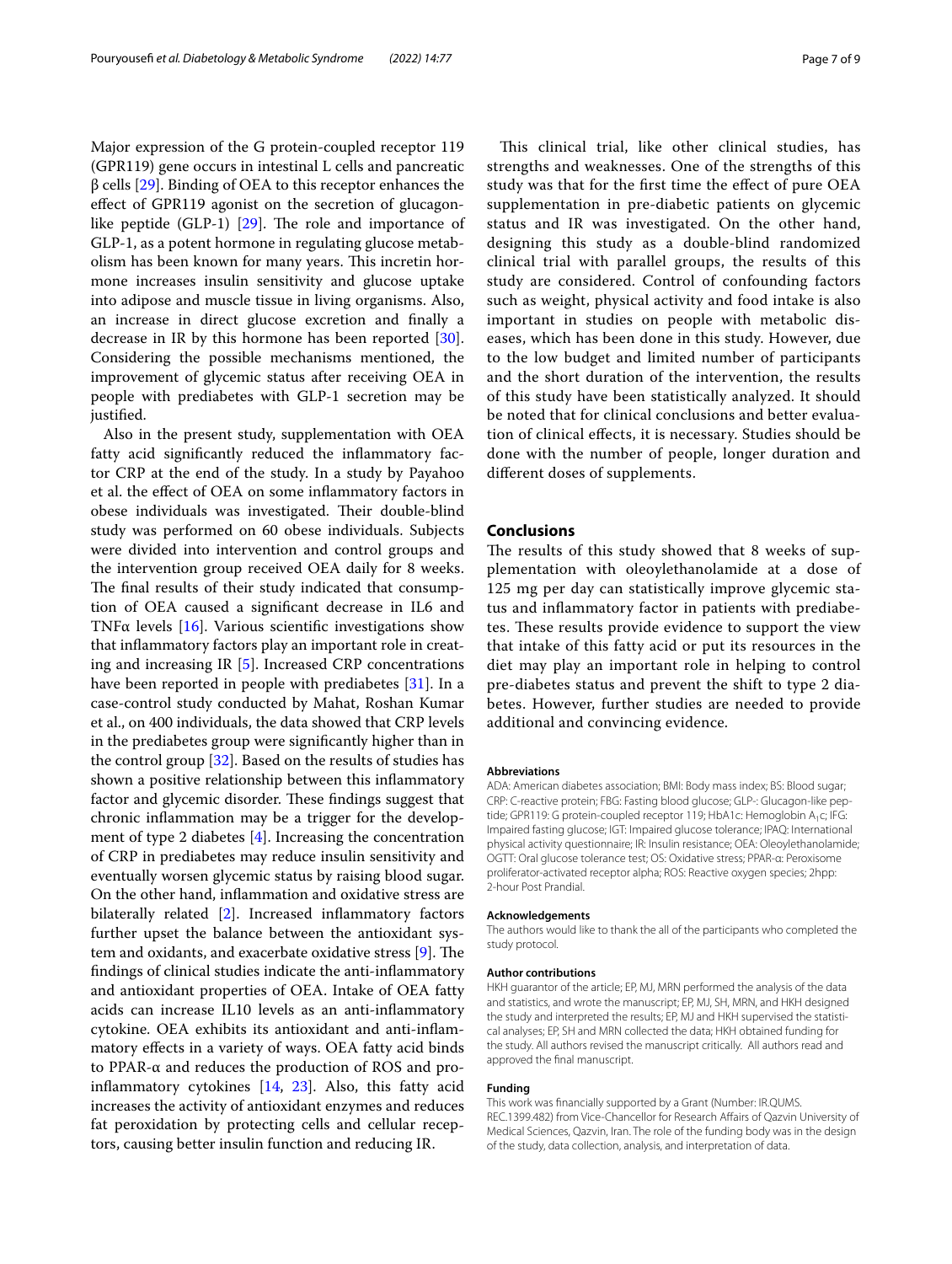Major expression of the G protein-coupled receptor 119 (GPR119) gene occurs in intestinal L cells and pancreatic β cells [29]. Binding of OEA to this receptor enhances the effect of GPR119 agonist on the secretion of glucagon-like peptide (GLP-1) [29]. The role and importance of GLP-1, as a potent hormone in regulating glucose metabolism has been known for many years. This incretin hormone increases insulin sensitivity and glucose uptake into adipose and muscle tissue in living organisms. Also, an increase in direct glucose excretion and finally a decrease in IR by this hormone has been reported [30]. Considering the possible mechanisms mentioned, the improvement of glycemic status after receiving OEA in people with prediabetes with GLP-1 secretion may be justified.

Also in the present study, supplementation with OEA fatty acid significantly reduced the inflammatory factor CRP at the end of the study. In a study by Payahoo et al. the effect of OEA on some inflammatory factors in obese individuals was investigated. Their double-blind study was performed on 60 obese individuals. Subjects were divided into intervention and control groups and the intervention group received OEA daily for 8 weeks. The final results of their study indicated that consumption of OEA caused a significant decrease in IL6 and TNFα levels [16]. Various scientific investigations show that inflammatory factors play an important role in creating and increasing IR [5]. Increased CRP concentrations have been reported in people with prediabetes [31]. In a case-control study conducted by Mahat, Roshan Kumar et al., on 400 individuals, the data showed that CRP levels in the prediabetes group were significantly higher than in the control group [32]. Based on the results of studies has shown a positive relationship between this inflammatory factor and glycemic disorder. These findings suggest that chronic inflammation may be a trigger for the development of type 2 diabetes [4]. Increasing the concentration of CRP in prediabetes may reduce insulin sensitivity and eventually worsen glycemic status by raising blood sugar. On the other hand, inflammation and oxidative stress are bilaterally related [2]. Increased inflammatory factors further upset the balance between the antioxidant system and oxidants, and exacerbate oxidative stress [9]. The findings of clinical studies indicate the anti-inflammatory and antioxidant properties of OEA. Intake of OEA fatty acids can increase IL10 levels as an anti-inflammatory cytokine. OEA exhibits its antioxidant and anti-inflammatory effects in a variety of ways. OEA fatty acid binds to PPAR-α and reduces the production of ROS and pro-inflammatory cytokines [14, 23]. Also, this fatty acid increases the activity of antioxidant enzymes and reduces fat peroxidation by protecting cells and cellular receptors, causing better insulin function and reducing IR.

This clinical trial, like other clinical studies, has strengths and weaknesses. One of the strengths of this study was that for the first time the effect of pure OEA supplementation in pre-diabetic patients on glycemic status and IR was investigated. On the other hand, designing this study as a double-blind randomized clinical trial with parallel groups, the results of this study are considered. Control of confounding factors such as weight, physical activity and food intake is also important in studies on people with metabolic diseases, which has been done in this study. However, due to the low budget and limited number of participants and the short duration of the intervention, the results of this study have been statistically analyzed. It should be noted that for clinical conclusions and better evaluation of clinical effects, it is necessary. Studies should be done with the number of people, longer duration and different doses of supplements.

## Conclusions

The results of this study showed that 8 weeks of supplementation with oleoylethanolamide at a dose of 125 mg per day can statistically improve glycemic status and inflammatory factor in patients with prediabetes. These results provide evidence to support the view that intake of this fatty acid or put its resources in the diet may play an important role in helping to control pre-diabetes status and prevent the shift to type 2 diabetes. However, further studies are needed to provide additional and convincing evidence.

#### Abbreviations

ADA: American diabetes association; BMI: Body mass index; BS: Blood sugar; CRP: C-reactive protein; FBG: Fasting blood glucose; GLP-: Glucagon-like peptide; GPR119: G protein-coupled receptor 119; HbA1c: Hemoglobin $A_1c$; IFG: Impaired fasting glucose; IGT: Impaired glucose tolerance; IPAQ: International physical activity questionnaire; IR: Insulin resistance; OEA: Oleoylethanolamide; OGTT: Oral glucose tolerance test; OS: Oxidative stress; PPAR-α: Peroxisome proliferator-activated receptor alpha; ROS: Reactive oxygen species; 2hpp: 2-hour Post Prandial.

#### Acknowledgements

The authors would like to thank the all of the participants who completed the study protocol.

#### Author contributions

HKH guarantor of the article; EP, MJ, MRN performed the analysis of the data and statistics, and wrote the manuscript; EP, MJ, SH, MRN, and HKH designed the study and interpreted the results; EP, MJ and HKH supervised the statistical analyses; EP, SH and MRN collected the data; HKH obtained funding for the study. All authors revised the manuscript critically. All authors read and approved the final manuscript.

#### Funding

This work was financially supported by a Grant (Number: IR.QUMS.REC.1399.482) from Vice-Chancellor for Research Affairs of Qazvin University of Medical Sciences, Qazvin, Iran. The role of the funding body was in the design of the study, data collection, analysis, and interpretation of data.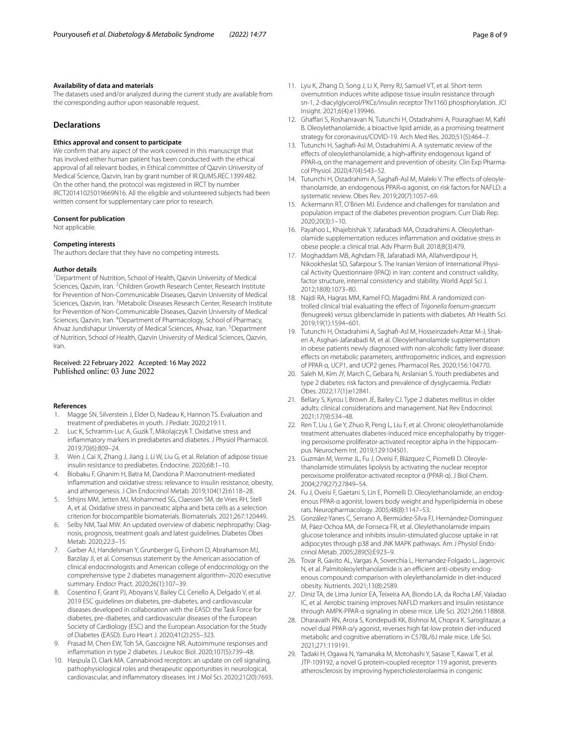#### Availability of data and materials

The datasets used and/or analyzed during the current study are available from the corresponding author upon reasonable request.

## Declarations

#### Ethics approval and consent to participate

We confirm that any aspect of the work covered in this manuscript that has involved either human patient has been conducted with the ethical approval of all relevant bodies, in Ethical committee of Qazvin University of Medical Science, Qazvin, Iran by grant number of IR.QUMS.REC.1399.482. On the other hand, the protocol was registered in IRCT by number IRCT20141025019669N16. All the eligible and volunteered subjects had been written consent for supplementary care prior to research.

#### Consent for publication

Not applicable.

#### Competing interests

The authors declare that they have no competing interests.

#### Author details

[1]Department of Nutrition, School of Health, Qazvin University of Medical Sciences, Qazvin, Iran. [2]Children Growth Research Center, Research Institute for Prevention of Non-Communicable Diseases, Qazvin University of Medical Sciences, Qazvin, Iran. [3]Metabolic Diseases Research Center, Research Institute for Prevention of Non-Communicable Diseases, Qazvin University of Medical Sciences, Qazvin, Iran. [4]Department of Pharmacology, School of Pharmacy, Ahvaz Jundishapur University of Medical Sciences, Ahvaz, Iran. [5]Department of Nutrition, School of Health, Qazvin University of Medical Sciences, Qazvin, Iran.

Received: 22 February 2022 Accepted: 16 May 2022
Published online: 03 June 2022

#### References

1. Magge SN, Silverstein J, Elder D, Nadeau K, Hannon TS. Evaluation and treatment of prediabetes in youth. J Pediatr. 2020;219:11.
2. Luc K, Schramm-Luc A, Guzik T, Mikolajczyk T. Oxidative stress and inflammatory markers in prediabetes and diabetes. J Physiol Pharmacol. 2019;70(6):809–24.
3. Wen J, Cai X, Zhang J, Jiang J, Li W, Liu G, et al. Relation of adipose tissue insulin resistance to prediabetes. Endocrine. 2020;68:1–10.
4. Biobaku F, Ghanim H, Batra M, Dandona P. Macronutrient-mediated inflammation and oxidative stress: relevance to insulin resistance, obesity, and atherogenesis. J Clin Endocrinol Metab. 2019;104(12):6118–28.
5. Sthijns MM, Jetten MJ, Mohammed SG, Claessen SM, de Vries RH, Stell A, et al. Oxidative stress in pancreatic alpha and beta cells as a selection criterion for biocompatible biomaterials. Biomaterials. 2021;267:120449.
6. Selby NM, Taal MW. An updated overview of diabetic nephropathy: Diagnosis, prognosis, treatment goals and latest guidelines. Diabetes Obes Metab. 2020;22:3–15.
7. Garber AJ, Handelsman Y, Grunberger G, Einhorn D, Abrahamson MJ, Barzilay JI, et al. Consensus statement by the American association of clinical endocrinologists and American college of endocrinology on the comprehensive type 2 diabetes management algorithm–2020 executive summary. Endocr Pract. 2020;26(1):107–39.
8. Cosentino F, Grant PJ, Aboyans V, Bailey CJ, Ceriello A, Delgado V, et al. 2019 ESC guidelines on diabetes, pre-diabetes, and cardiovascular diseases developed in collaboration with the EASD: the Task Force for diabetes, pre-diabetes, and cardiovascular diseases of the European Society of Cardiology (ESC) and the European Association for the Study of Diabetes (EASD). Euro Heart J. 2020;41(2):255–323.
9. Prasad M, Chen EW, Toh SA, Gascoigne NR. Autoimmune responses and inflammation in type 2 diabetes. J Leukoc Biol. 2020;107(5):739–48.
10. Haspula D, Clark MA. Cannabinoid receptors: an update on cell signaling, pathophysiological roles and therapeutic opportunities in neurological, cardiovascular, and inflammatory diseases. Int J Mol Sci. 2020;21(20):7693.
11. Lyu K, Zhang D, Song J, Li X, Perry RJ, Samuel VT, et al. Short-term overnutrition induces white adipose tissue insulin resistance through sn-1, 2-diacylglycerol/PKCε/insulin receptor Thr1160 phosphorylation. JCI Insight. 2021;6(4):e139946.
12. Ghaffari S, Roshanravan N, Tutunchi H, Ostadrahimi A, Pouraghaei M, Kafil B. Oleoylethanolamide, a bioactive lipid amide, as a promising treatment strategy for coronavirus/COVID-19. Arch Med Res. 2020;51(5):464–7.
13. Tutunchi H, Saghafi-Asl M, Ostadrahimi A. A systematic review of the effects of oleoylethanolamide, a high-affinity endogenous ligand of PPAR-α, on the management and prevention of obesity. Clin Exp Pharmacol Physiol. 2020;47(4):543–52.
14. Tutunchi H, Ostadrahimi A, Saghafi-Asl M, Maleki V. The effects of oleoylethanolamide, an endogenous PPAR-α agonist, on risk factors for NAFLD: a systematic review. Obes Rev. 2019;20(7):1057–69.
15. Ackermann RT, O'Brien MJ. Evidence and challenges for translation and population impact of the diabetes prevention program. Curr Diab Rep. 2020;20(3):1–10.
16. Payahoo L, Khajebishak Y, Jafarabadi MA, Ostadrahimi A. Oleoylethanolamide supplementation reduces inflammation and oxidative stress in obese people: a clinical trial. Adv Pharm Bull. 2018;8(3):479.
17. Moghaddam MB, Aghdam FB, Jafarabadi MA, Allahverdipour H, Nikookheslat SD, Safarpour S. The Iranian Version of International Physical Activity Questionnaire (IPAQ) in Iran: content and construct validity, factor structure, internal consistency and stability. World Appl Sci J. 2012;18(8):1073–80.
18. Najdi RA, Hagras MM, Kamel FO, Magadmi RM. A randomized controlled clinical trial evaluating the effect of *Trigonella foenum-graecum* (fenugreek) versus glibenclamide in patients with diabetes. Afr Health Sci. 2019;19(1):1594–601.
19. Tutunchi H, Ostadrahimi A, Saghafi-Asl M, Hosseinzadeh-Attar M-J, Shakeri A, Asghari-Jafarabadi M, et al. Oleoylethanolamide supplementation in obese patients newly diagnosed with non-alcoholic fatty liver disease: effects on metabolic parameters, anthropometric indices, and expression of PPAR-α, UCP1, and UCP2 genes. Pharmacol Res. 2020;156:104770.
20. Saleh M, Kim JY, March C, Gebara N, Arslanian S. Youth prediabetes and type 2 diabetes: risk factors and prevalence of dysglycaemia. Pediatr Obes. 2022;17(1):e12841.
21. Bellary S, Kyrou I, Brown JE, Bailey CJ. Type 2 diabetes mellitus in older adults: clinical considerations and management. Nat Rev Endocrinol. 2021;17(9):534–48.
22. Ren T, Liu J, Ge Y, Zhuo R, Peng L, Liu F, et al. Chronic oleoylethanolamide treatment attenuates diabetes-induced mice encephalopathy by triggering peroxisome proliferator-activated receptor alpha in the hippocampus. Neurochem Int. 2019;129:104501.
23. Guzmán M, Verme JL, Fu J, Oveisi F, Blázquez C, Piomelli D. Oleoylethanolamide stimulates lipolysis by activating the nuclear receptor peroxisome proliferator-activated receptor α (PPAR-α). J Biol Chem. 2004;279(27):27849–54.
24. Fu J, Oveisi F, Gaetani S, Lin E, Piomelli D. Oleoylethanolamide, an endogenous PPAR-α agonist, lowers body weight and hyperlipidemia in obese rats. Neuropharmacology. 2005;48(8):1147–53.
25. González-Yanes C, Serrano A, Bermúdez-Silva FJ, Hernández-Dominguez M, Páez-Ochoa MA, de Fonseca FR, et al. Oleylethanolamide impairs glucose tolerance and inhibits insulin-stimulated glucose uptake in rat adipocytes through p38 and JNK MAPK pathways. Am J Physiol Endocrinol Metab. 2005;289(5):E923–9.
26. Tovar R, Gavito AL, Vargas A, Soverchia L, Hernandez-Folgado L, Jagerovic N, et al. Palmitoleoylethanolamide is an efficient anti-obesity endogenous compound: comparison with oleylethanolamide in diet-induced obesity. Nutrients. 2021;13(8):2589.
27. Diniz TA, de Lima Junior EA, Teixeira AA, Biondo LA, da Rocha LAF, Valadao IC, et al. Aerobic training improves NAFLD markers and insulin resistance through AMPK-PPAR-α signaling in obese mice. Life Sci. 2021;266:118868.
28. Dharavath RN, Arora S, Kondepudi KK, Bishnoi M, Chopra K. Saroglitazar, a novel dual PPAR-α/γ agonist, reverses high fat-low protein diet-induced metabolic and cognitive aberrations in C57BL/6J male mice. Life Sci. 2021;271:119191.
29. Tadaki H, Ogawa N, Yamanaka M, Motohashi Y, Sasase T, Kawai T, et al. JTP-109192, a novel G protein-coupled receptor 119 agonist, prevents atherosclerosis by improving hypercholesterolaemia in congenic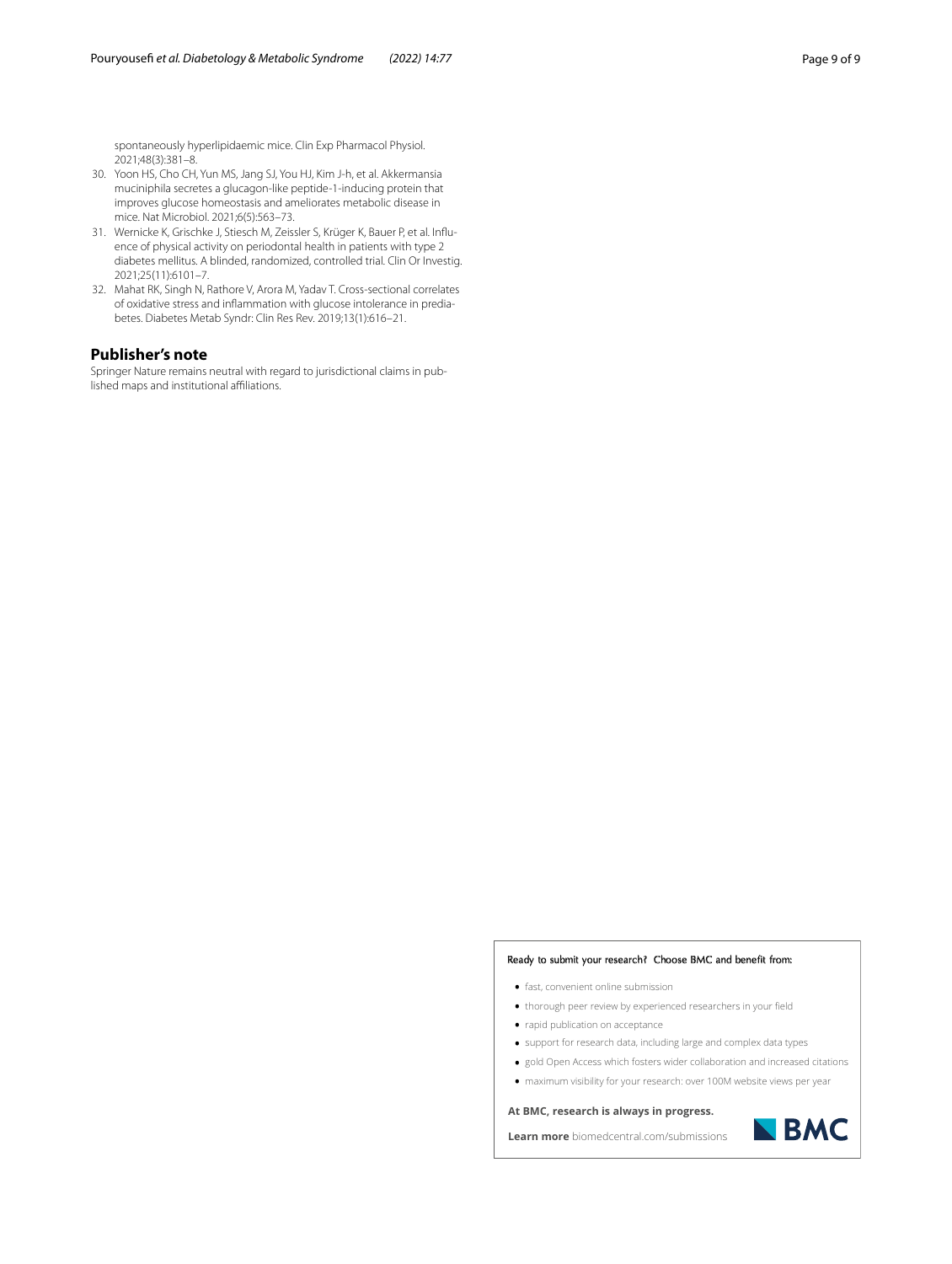spontaneously hyperlipidaemic mice. Clin Exp Pharmacol Physiol. 2021;48(3):381–8.

30. Yoon HS, Cho CH, Yun MS, Jang SJ, You HJ, Kim J-h, et al. Akkermansia muciniphila secretes a glucagon-like peptide-1-inducing protein that improves glucose homeostasis and ameliorates metabolic disease in mice. Nat Microbiol. 2021;6(5):563–73.
31. Wernicke K, Grischke J, Stiesch M, Zeissler S, Krüger K, Bauer P, et al. Influence of physical activity on periodontal health in patients with type 2 diabetes mellitus. A blinded, randomized, controlled trial. Clin Or Investig. 2021;25(11):6101–7.
32. Mahat RK, Singh N, Rathore V, Arora M, Yadav T. Cross-sectional correlates of oxidative stress and inflammation with glucose intolerance in prediabetes. Diabetes Metab Syndr: Clin Res Rev. 2019;13(1):616–21.

## Publisher's note

Springer Nature remains neutral with regard to jurisdictional claims in published maps and institutional affiliations.

Ready to submit your research? Choose BMC and benefit from:

- fast, convenient online submission
- thorough peer review by experienced researchers in your field
- rapid publication on acceptance
- support for research data, including large and complex data types
- gold Open Access which fosters wider collaboration and increased citations
- maximum visibility for your research: over 100M website views per year

**At BMC, research is always in progress.**

**Learn more** biomedcentral.com/submissions

BMC